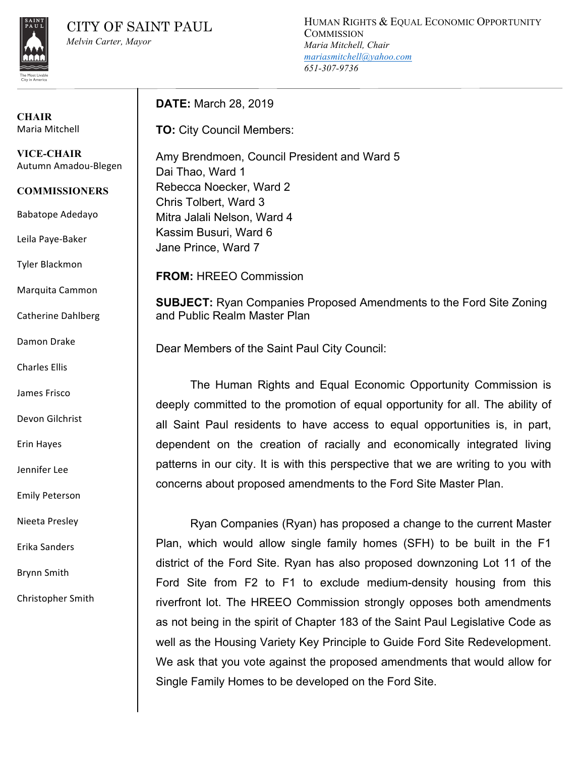# CITY OF SAINT PAUL

*Melvin Carter, Mayor*

HUMAN RIGHTS & EQUAL ECONOMIC OPPORTUNITY COMMISSION
*Maria Mitchell, Chair*
*mariasmitchell@yahoo.com*
*651-307-9736*

**CHAIR**
Maria Mitchell

**VICE-CHAIR**
Autumn Amadou-Blegen

**COMMISSIONERS**

Babatope Adedayo

Leila Paye-Baker

Tyler Blackmon

Marquita Cammon

Catherine Dahlberg

Damon Drake

Charles Ellis

James Frisco

Devon Gilchrist

Erin Hayes

Jennifer Lee

Emily Peterson

Nieeta Presley

Erika Sanders

Brynn Smith

Christopher Smith

---

**DATE:** March 28, 2019

**TO:** City Council Members:

Amy Brendmoen, Council President and Ward 5
Dai Thao, Ward 1
Rebecca Noecker, Ward 2
Chris Tolbert, Ward 3
Mitra Jalali Nelson, Ward 4
Kassim Busuri, Ward 6
Jane Prince, Ward 7

**FROM:** HREEO Commission

**SUBJECT:** Ryan Companies Proposed Amendments to the Ford Site Zoning and Public Realm Master Plan

Dear Members of the Saint Paul City Council:

The Human Rights and Equal Economic Opportunity Commission is deeply committed to the promotion of equal opportunity for all. The ability of all Saint Paul residents to have access to equal opportunities is, in part, dependent on the creation of racially and economically integrated living patterns in our city. It is with this perspective that we are writing to you with concerns about proposed amendments to the Ford Site Master Plan.

Ryan Companies (Ryan) has proposed a change to the current Master Plan, which would allow single family homes (SFH) to be built in the F1 district of the Ford Site. Ryan has also proposed downzoning Lot 11 of the Ford Site from F2 to F1 to exclude medium-density housing from this riverfront lot. The HREEO Commission strongly opposes both amendments as not being in the spirit of Chapter 183 of the Saint Paul Legislative Code as well as the Housing Variety Key Principle to Guide Ford Site Redevelopment. We ask that you vote against the proposed amendments that would allow for Single Family Homes to be developed on the Ford Site.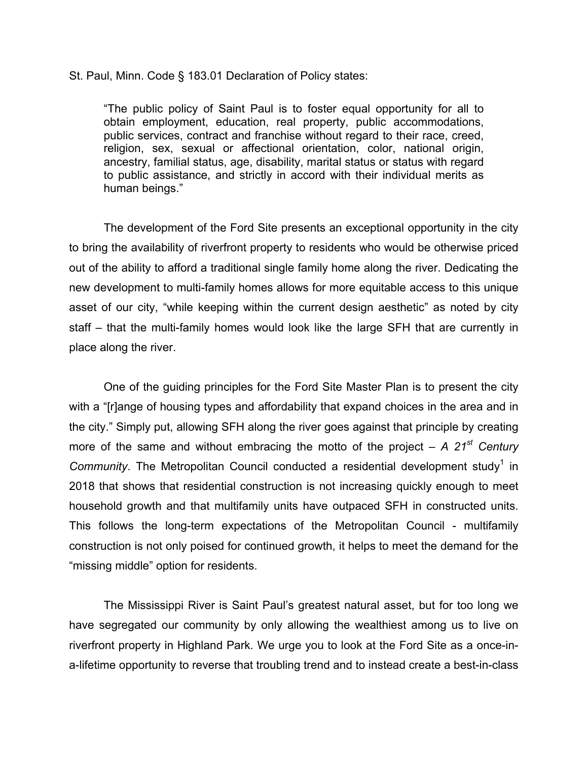St. Paul, Minn. Code § 183.01 Declaration of Policy states:

> "The public policy of Saint Paul is to foster equal opportunity for all to obtain employment, education, real property, public accommodations, public services, contract and franchise without regard to their race, creed, religion, sex, sexual or affectional orientation, color, national origin, ancestry, familial status, age, disability, marital status or status with regard to public assistance, and strictly in accord with their individual merits as human beings."

The development of the Ford Site presents an exceptional opportunity in the city to bring the availability of riverfront property to residents who would be otherwise priced out of the ability to afford a traditional single family home along the river. Dedicating the new development to multi-family homes allows for more equitable access to this unique asset of our city, "while keeping within the current design aesthetic" as noted by city staff – that the multi-family homes would look like the large SFH that are currently in place along the river.

One of the guiding principles for the Ford Site Master Plan is to present the city with a "[r]ange of housing types and affordability that expand choices in the area and in the city." Simply put, allowing SFH along the river goes against that principle by creating more of the same and without embracing the motto of the project – *A 21st Century Community*. The Metropolitan Council conducted a residential development study[1] in 2018 that shows that residential construction is not increasing quickly enough to meet household growth and that multifamily units have outpaced SFH in constructed units. This follows the long-term expectations of the Metropolitan Council - multifamily construction is not only poised for continued growth, it helps to meet the demand for the "missing middle" option for residents.

The Mississippi River is Saint Paul's greatest natural asset, but for too long we have segregated our community by only allowing the wealthiest among us to live on riverfront property in Highland Park. We urge you to look at the Ford Site as a once-in-a-lifetime opportunity to reverse that troubling trend and to instead create a best-in-class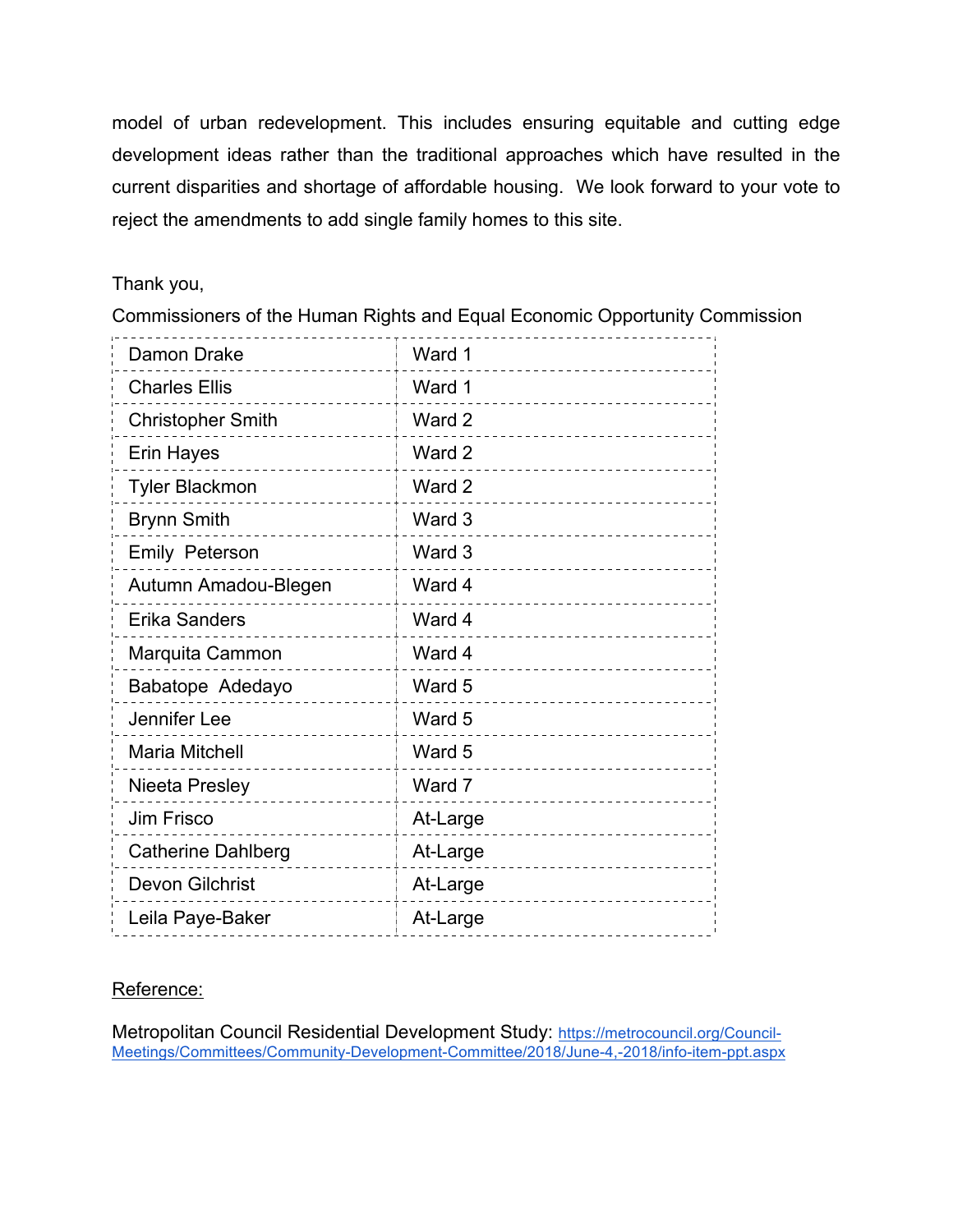model of urban redevelopment. This includes ensuring equitable and cutting edge development ideas rather than the traditional approaches which have resulted in the current disparities and shortage of affordable housing. We look forward to your vote to reject the amendments to add single family homes to this site.

Thank you,

Commissioners of the Human Rights and Equal Economic Opportunity Commission

| | |
|---|---|
| Damon Drake | Ward 1 |
| Charles Ellis | Ward 1 |
| Christopher Smith | Ward 2 |
| Erin Hayes | Ward 2 |
| Tyler Blackmon | Ward 2 |
| Brynn Smith | Ward 3 |
| Emily Peterson | Ward 3 |
| Autumn Amadou-Blegen | Ward 4 |
| Erika Sanders | Ward 4 |
| Marquita Cammon | Ward 4 |
| Babatope Adedayo | Ward 5 |
| Jennifer Lee | Ward 5 |
| Maria Mitchell | Ward 5 |
| Nieeta Presley | Ward 7 |
| Jim Frisco | At-Large |
| Catherine Dahlberg | At-Large |
| Devon Gilchrist | At-Large |
| Leila Paye-Baker | At-Large |

Reference:

Metropolitan Council Residential Development Study: https://metrocouncil.org/Council-Meetings/Committees/Community-Development-Committee/2018/June-4,-2018/info-item-ppt.aspx